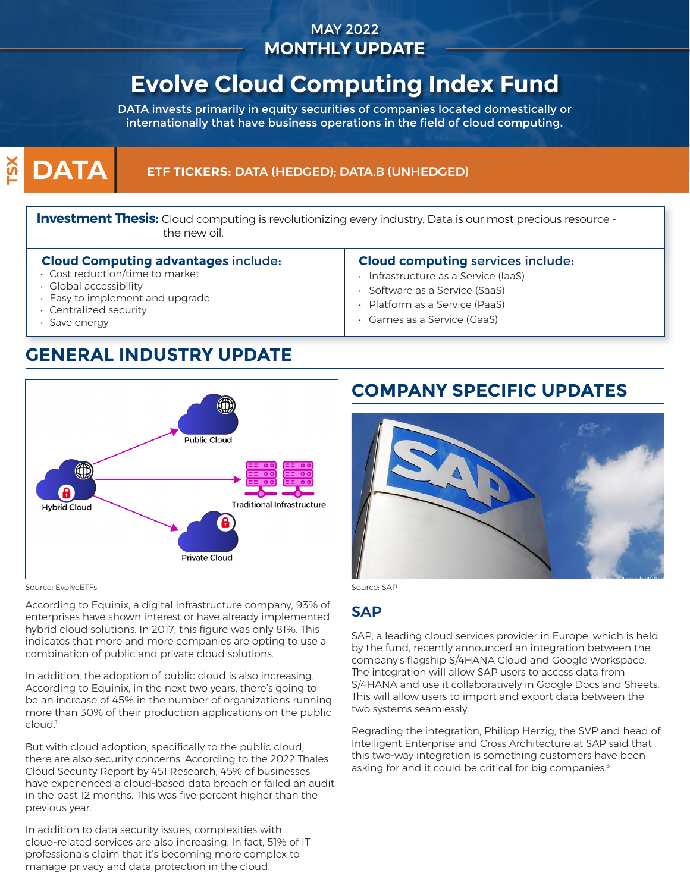MAY 2022

MONTHLY UPDATE

# Evolve Cloud Computing Index Fund

DATA invests primarily in equity securities of companies located domestically or internationally that have business operations in the field of cloud computing.

TSX **DATA**

**ETF TICKERS: DATA (HEDGED); DATA.B (UNHEDGED)**

**Investment Thesis:** Cloud computing is revolutionizing every industry. Data is our most precious resource - the new oil.

**Cloud Computing advantages include:**

- Cost reduction/time to market
- Global accessibility
- Easy to implement and upgrade
- Centralized security
- Save energy

**Cloud computing services include:**

- Infrastructure as a Service (IaaS)
- Software as a Service (SaaS)
- Platform as a Service (PaaS)
- Games as a Service (GaaS)

## GENERAL INDUSTRY UPDATE

Public Cloud

Hybrid Cloud

Traditional Infrastructure

Private Cloud

Source: EvolveETFs

According to Equinix, a digital infrastructure company, 93% of enterprises have shown interest or have already implemented hybrid cloud solutions. In 2017, this figure was only 81%. This indicates that more and more companies are opting to use a combination of public and private cloud solutions.

In addition, the adoption of public cloud is also increasing. According to Equinix, in the next two years, there's going to be an increase of 45% in the number of organizations running more than 30% of their production applications on the public cloud.[1]

But with cloud adoption, specifically to the public cloud, there are also security concerns. According to the 2022 Thales Cloud Security Report by 451 Research, 45% of businesses have experienced a cloud-based data breach or failed an audit in the past 12 months. This was five percent higher than the previous year.

In addition to data security issues, complexities with cloud-related services are also increasing. In fact, 51% of IT professionals claim that it's becoming more complex to manage privacy and data protection in the cloud.

## COMPANY SPECIFIC UPDATES

Source: SAP

### SAP

SAP, a leading cloud services provider in Europe, which is held by the fund, recently announced an integration between the company's flagship S/4HANA Cloud and Google Workspace. The integration will allow SAP users to access data from S/4HANA and use it collaboratively in Google Docs and Sheets. This will allow users to import and export data between the two systems seamlessly.

Regrading the integration, Philipp Herzig, the SVP and head of Intelligent Enterprise and Cross Architecture at SAP said that this two-way integration is something customers have been asking for and it could be critical for big companies.[3]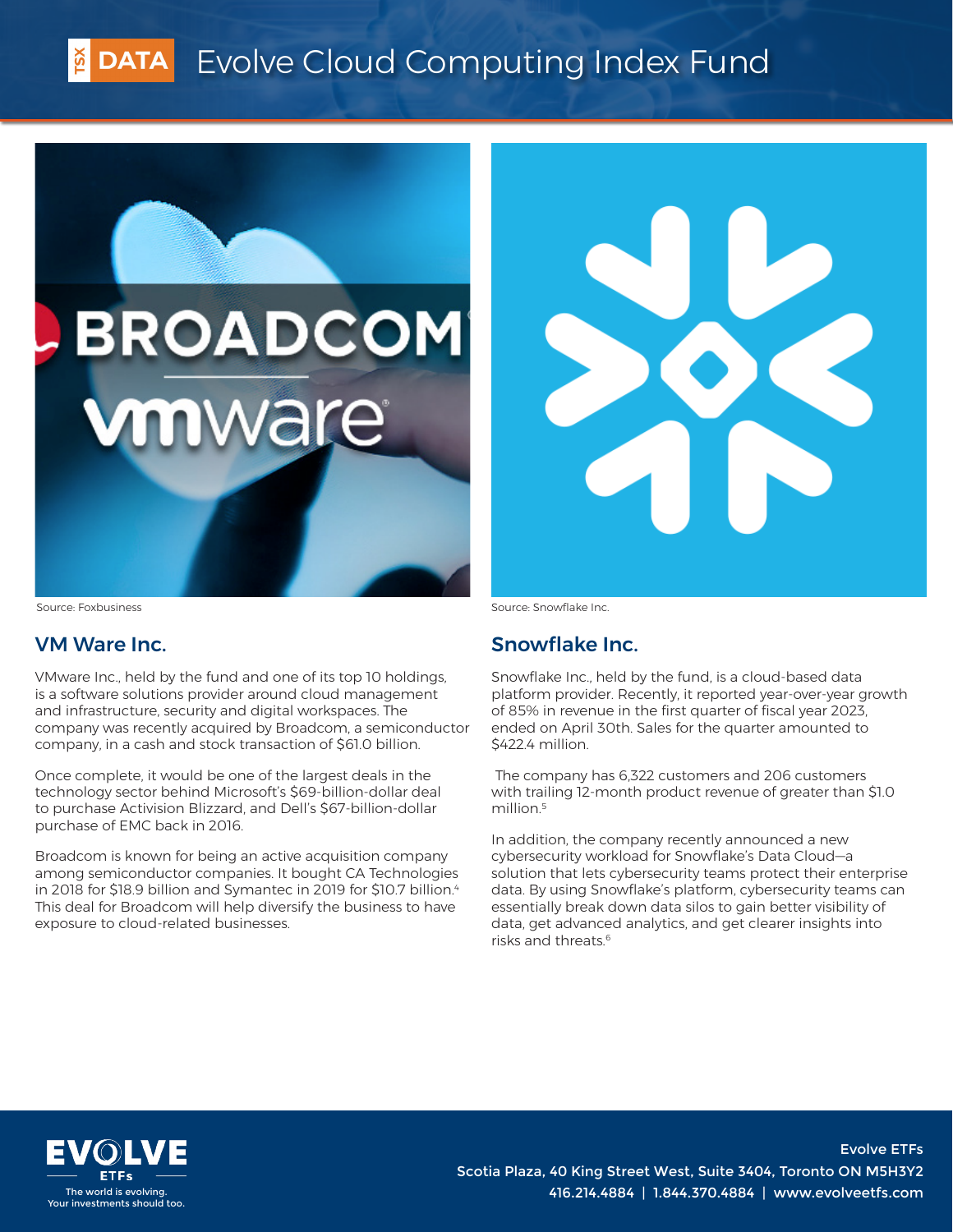Source: Foxbusiness

## VM Ware Inc.

VMware Inc., held by the fund and one of its top 10 holdings, is a software solutions provider around cloud management and infrastructure, security and digital workspaces. The company was recently acquired by Broadcom, a semiconductor company, in a cash and stock transaction of $61.0 billion.

Once complete, it would be one of the largest deals in the technology sector behind Microsoft's $69-billion-dollar deal to purchase Activision Blizzard, and Dell's $67-billion-dollar purchase of EMC back in 2016.

Broadcom is known for being an active acquisition company among semiconductor companies. It bought CA Technologies in 2018 for $18.9 billion and Symantec in 2019 for $10.7 billion.[4] This deal for Broadcom will help diversify the business to have exposure to cloud-related businesses.

Source: Snowflake Inc.

## Snowflake Inc.

Snowflake Inc., held by the fund, is a cloud-based data platform provider. Recently, it reported year-over-year growth of 85% in revenue in the first quarter of fiscal year 2023, ended on April 30th. Sales for the quarter amounted to $422.4 million.

The company has 6,322 customers and 206 customers with trailing 12-month product revenue of greater than $1.0 million.[5]

In addition, the company recently announced a new cybersecurity workload for Snowflake's Data Cloud—a solution that lets cybersecurity teams protect their enterprise data. By using Snowflake's platform, cybersecurity teams can essentially break down data silos to gain better visibility of data, get advanced analytics, and get clearer insights into risks and threats.[6]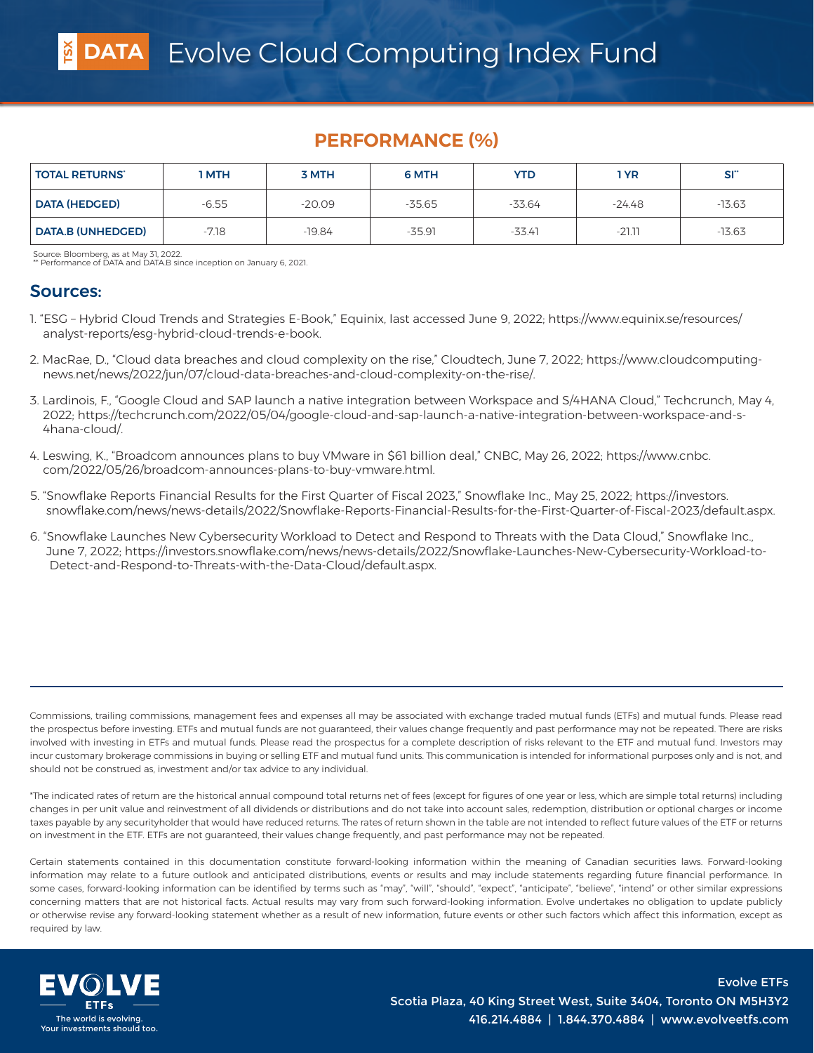# TSX DATA Evolve Cloud Computing Index Fund

## PERFORMANCE (%)

| TOTAL RETURNS* | 1 MTH | 3 MTH | 6 MTH | YTD | 1 YR | SI** |
|---|---|---|---|---|---|---|
| DATA (HEDGED) | -6.55 | -20.09 | -35.65 | -33.64 | -24.48 | -13.63 |
| DATA.B (UNHEDGED) | -7.18 | -19.84 | -35.91 | -33.41 | -21.11 | -13.63 |

Source: Bloomberg, as at May 31, 2022.
** Performance of DATA and DATA.B since inception on January 6, 2021.

## Sources:

1. "ESG – Hybrid Cloud Trends and Strategies E-Book," Equinix, last accessed June 9, 2022; https://www.equinix.se/resources/analyst-reports/esg-hybrid-cloud-trends-e-book.
2. MacRae, D., "Cloud data breaches and cloud complexity on the rise," Cloudtech, June 7, 2022; https://www.cloudcomputing-news.net/news/2022/jun/07/cloud-data-breaches-and-cloud-complexity-on-the-rise/.
3. Lardinois, F., "Google Cloud and SAP launch a native integration between Workspace and S/4HANA Cloud," Techcrunch, May 4, 2022; https://techcrunch.com/2022/05/04/google-cloud-and-sap-launch-a-native-integration-between-workspace-and-s-4hana-cloud/.
4. Leswing, K., "Broadcom announces plans to buy VMware in $61 billion deal," CNBC, May 26, 2022; https://www.cnbc.com/2022/05/26/broadcom-announces-plans-to-buy-vmware.html.
5. "Snowflake Reports Financial Results for the First Quarter of Fiscal 2023," Snowflake Inc., May 25, 2022; https://investors.snowflake.com/news/news-details/2022/Snowflake-Reports-Financial-Results-for-the-First-Quarter-of-Fiscal-2023/default.aspx.
6. "Snowflake Launches New Cybersecurity Workload to Detect and Respond to Threats with the Data Cloud," Snowflake Inc., June 7, 2022; https://investors.snowflake.com/news/news-details/2022/Snowflake-Launches-New-Cybersecurity-Workload-to-Detect-and-Respond-to-Threats-with-the-Data-Cloud/default.aspx.

Commissions, trailing commissions, management fees and expenses all may be associated with exchange traded mutual funds (ETFs) and mutual funds. Please read the prospectus before investing. ETFs and mutual funds are not guaranteed, their values change frequently and past performance may not be repeated. There are risks involved with investing in ETFs and mutual funds. Please read the prospectus for a complete description of risks relevant to the ETF and mutual fund. Investors may incur customary brokerage commissions in buying or selling ETF and mutual fund units. This communication is intended for informational purposes only and is not, and should not be construed as, investment and/or tax advice to any individual.

*The indicated rates of return are the historical annual compound total returns net of fees (except for figures of one year or less, which are simple total returns) including changes in per unit value and reinvestment of all dividends or distributions and do not take into account sales, redemption, distribution or optional charges or income taxes payable by any securityholder that would have reduced returns. The rates of return shown in the table are not intended to reflect future values of the ETF or returns on investment in the ETF. ETFs are not guaranteed, their values change frequently, and past performance may not be repeated.

Certain statements contained in this documentation constitute forward-looking information within the meaning of Canadian securities laws. Forward-looking information may relate to a future outlook and anticipated distributions, events or results and may include statements regarding future financial performance. In some cases, forward-looking information can be identified by terms such as "may", "will", "should", "expect", "anticipate", "believe", "intend" or other similar expressions concerning matters that are not historical facts. Actual results may vary from such forward-looking information. Evolve undertakes no obligation to update publicly or otherwise revise any forward-looking statement whether as a result of new information, future events or other such factors which affect this information, except as required by law.

EVOLVE ETFs
The world is evolving. Your investments should too.

Evolve ETFs
Scotia Plaza, 40 King Street West, Suite 3404, Toronto ON M5H3Y2
416.214.4884 | 1.844.370.4884 | www.evolveetfs.com